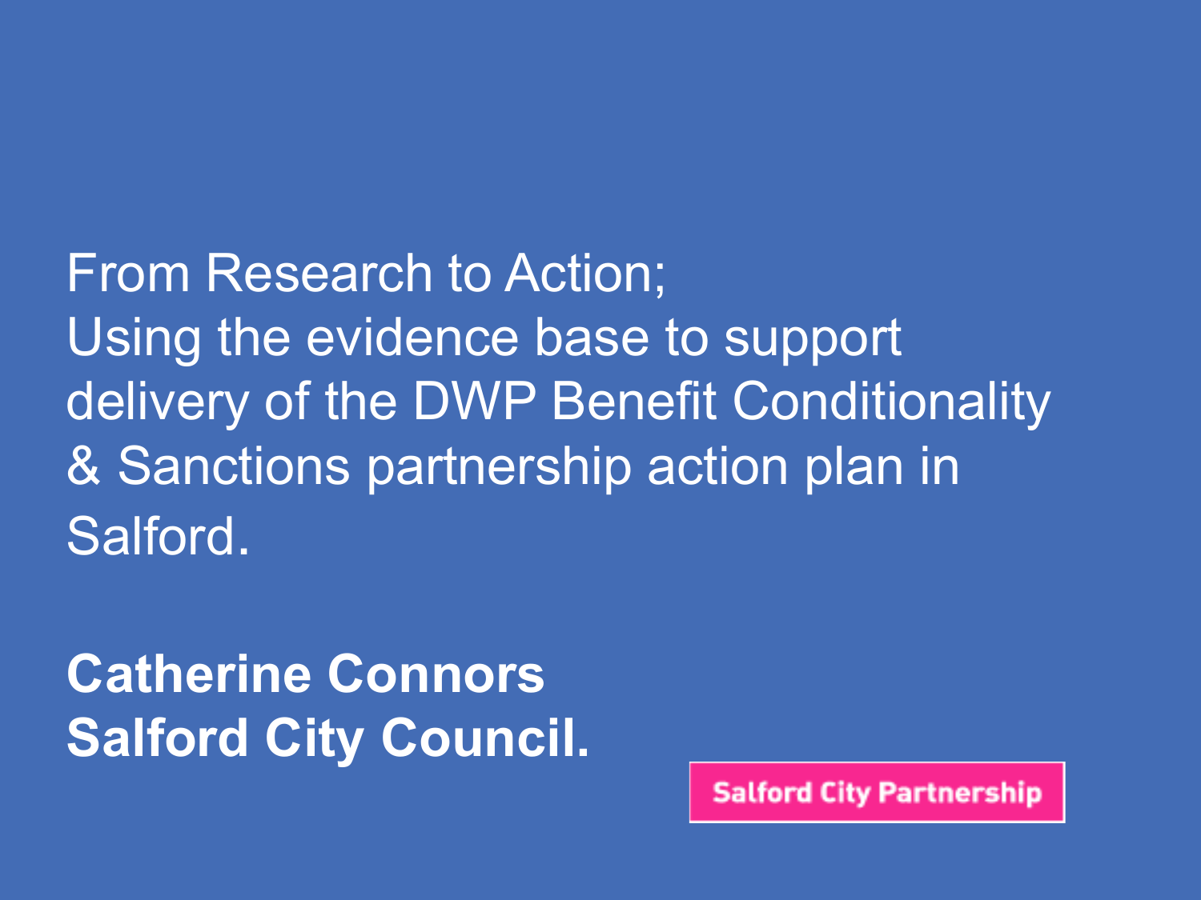# From Research to Action; Using the evidence base to support delivery of the DWP Benefit Conditionality & Sanctions partnership action plan in Salford.

**Catherine Connors**
**Salford City Council.**

Salford City Partnership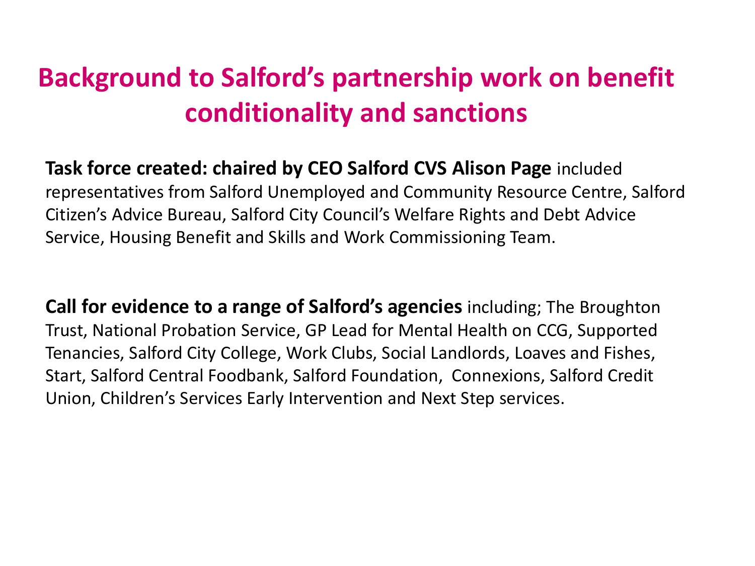# Background to Salford's partnership work on benefit conditionality and sanctions

**Task force created: chaired by CEO Salford CVS Alison Page** included representatives from Salford Unemployed and Community Resource Centre, Salford Citizen's Advice Bureau, Salford City Council's Welfare Rights and Debt Advice Service, Housing Benefit and Skills and Work Commissioning Team.

**Call for evidence to a range of Salford's agencies** including; The Broughton Trust, National Probation Service, GP Lead for Mental Health on CCG, Supported Tenancies, Salford City College, Work Clubs, Social Landlords, Loaves and Fishes, Start, Salford Central Foodbank, Salford Foundation, Connexions, Salford Credit Union, Children's Services Early Intervention and Next Step services.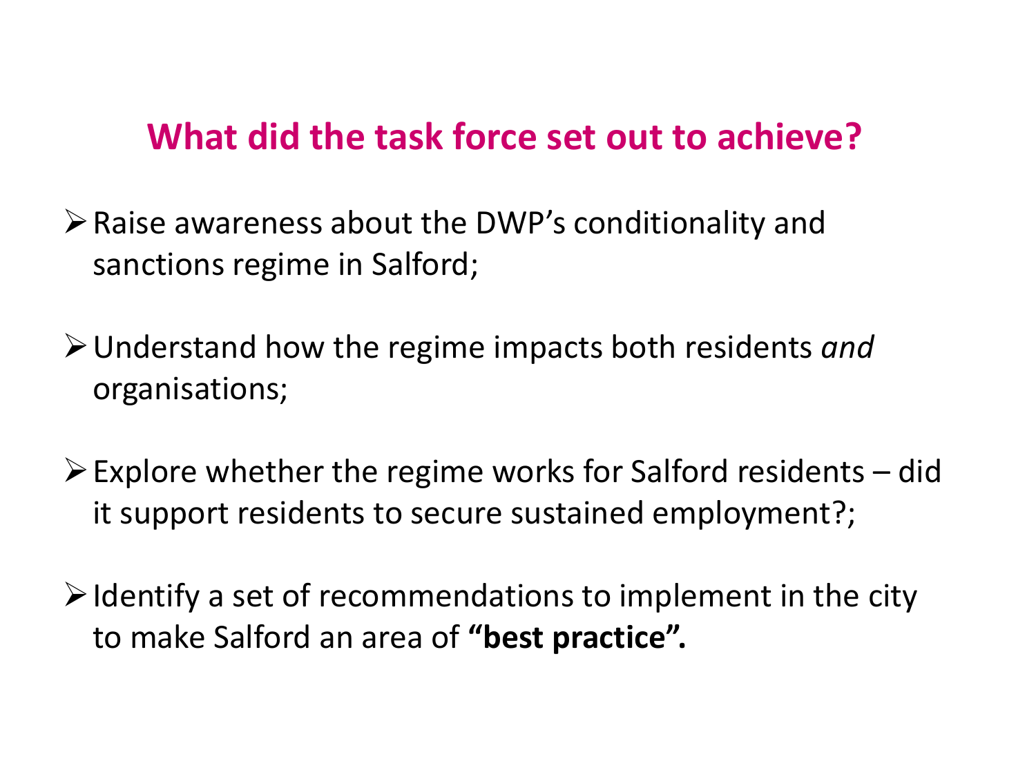## What did the task force set out to achieve?

- Raise awareness about the DWP's conditionality and sanctions regime in Salford;
- Understand how the regime impacts both residents *and* organisations;
- Explore whether the regime works for Salford residents – did it support residents to secure sustained employment?;
- Identify a set of recommendations to implement in the city to make Salford an area of **"best practice".**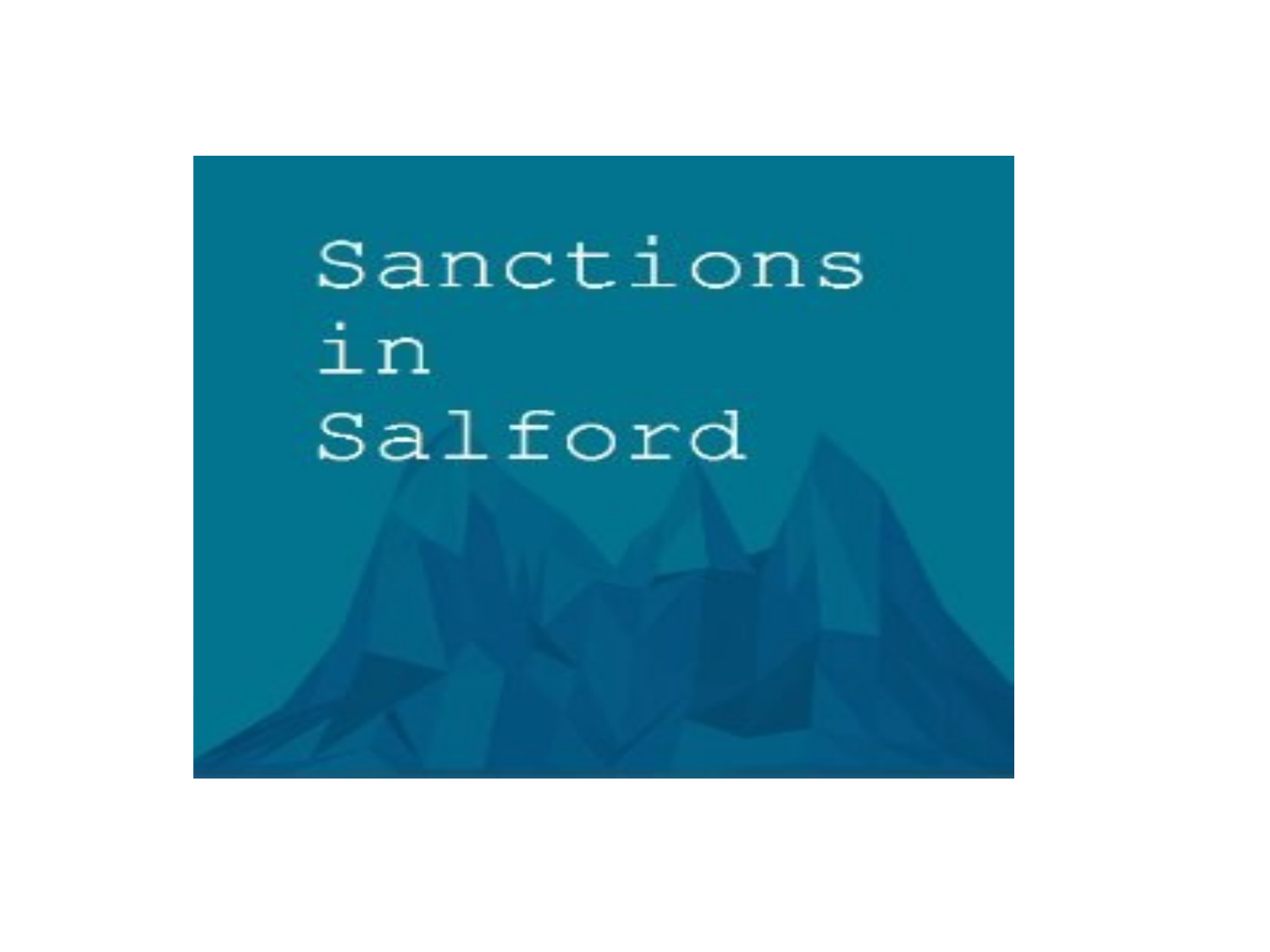Sanctions in Salford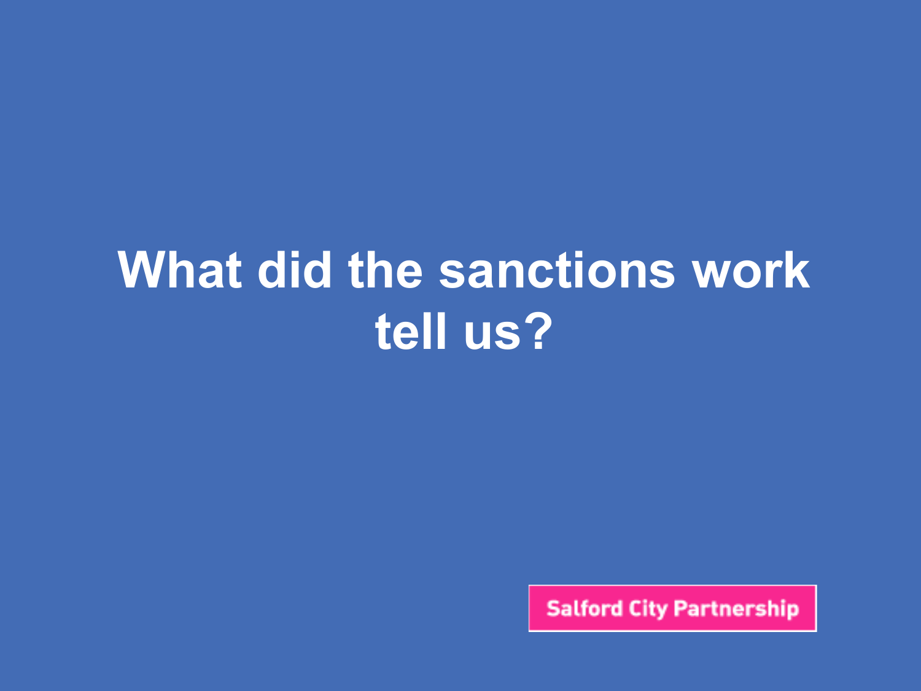# What did the sanctions work tell us?

Salford City Partnership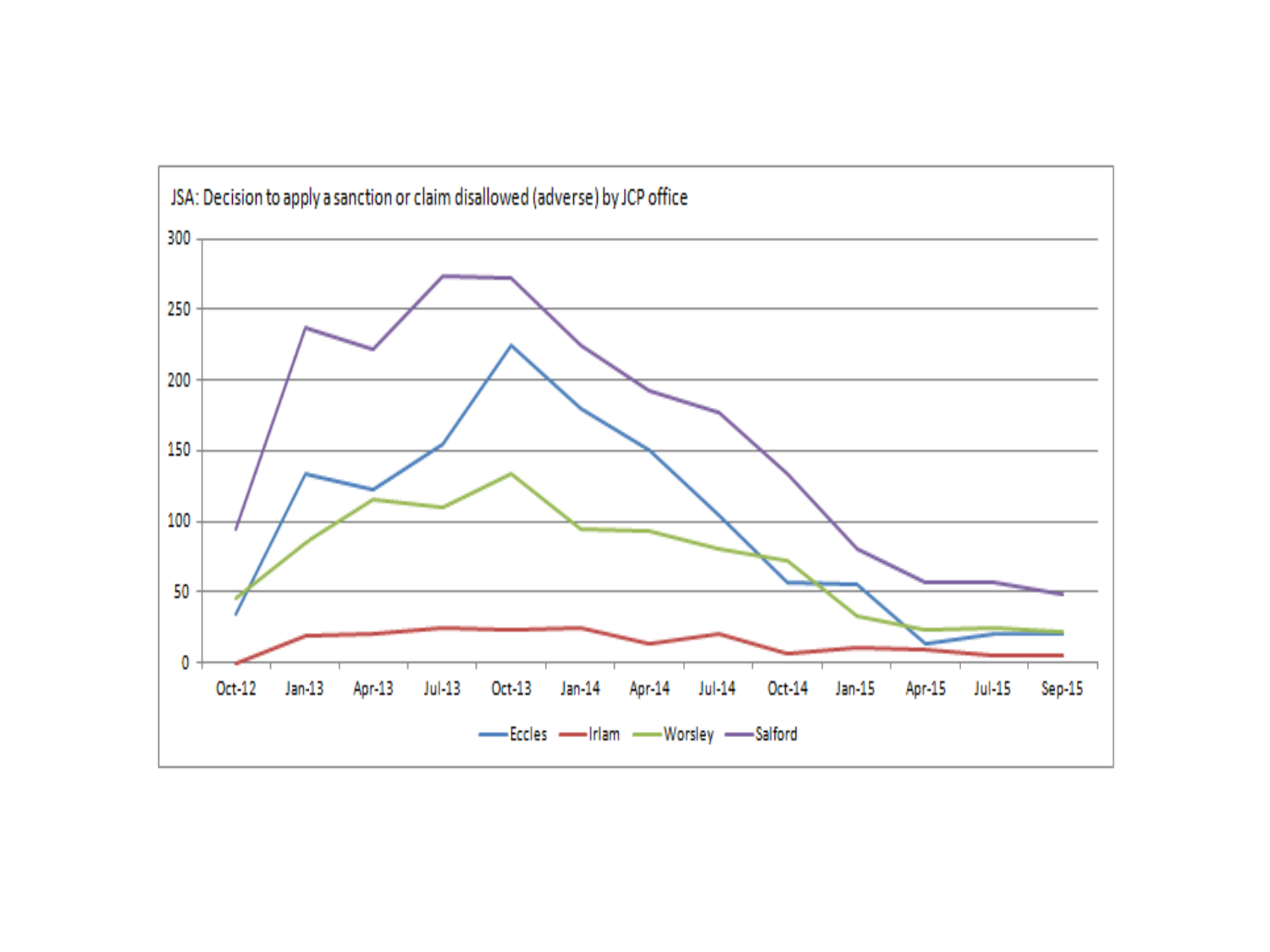JSA: Decision to apply a sanction or claim disallowed (adverse) by JCP office

300
250
200
150
100
50
0

Oct-12 Jan-13 Apr-13 Jul-13 Oct-13 Jan-14 Apr-14 Jul-14 Oct-14 Jan-15 Apr-15 Jul-15 Sep-15

Eccles Irlam Worsley Salford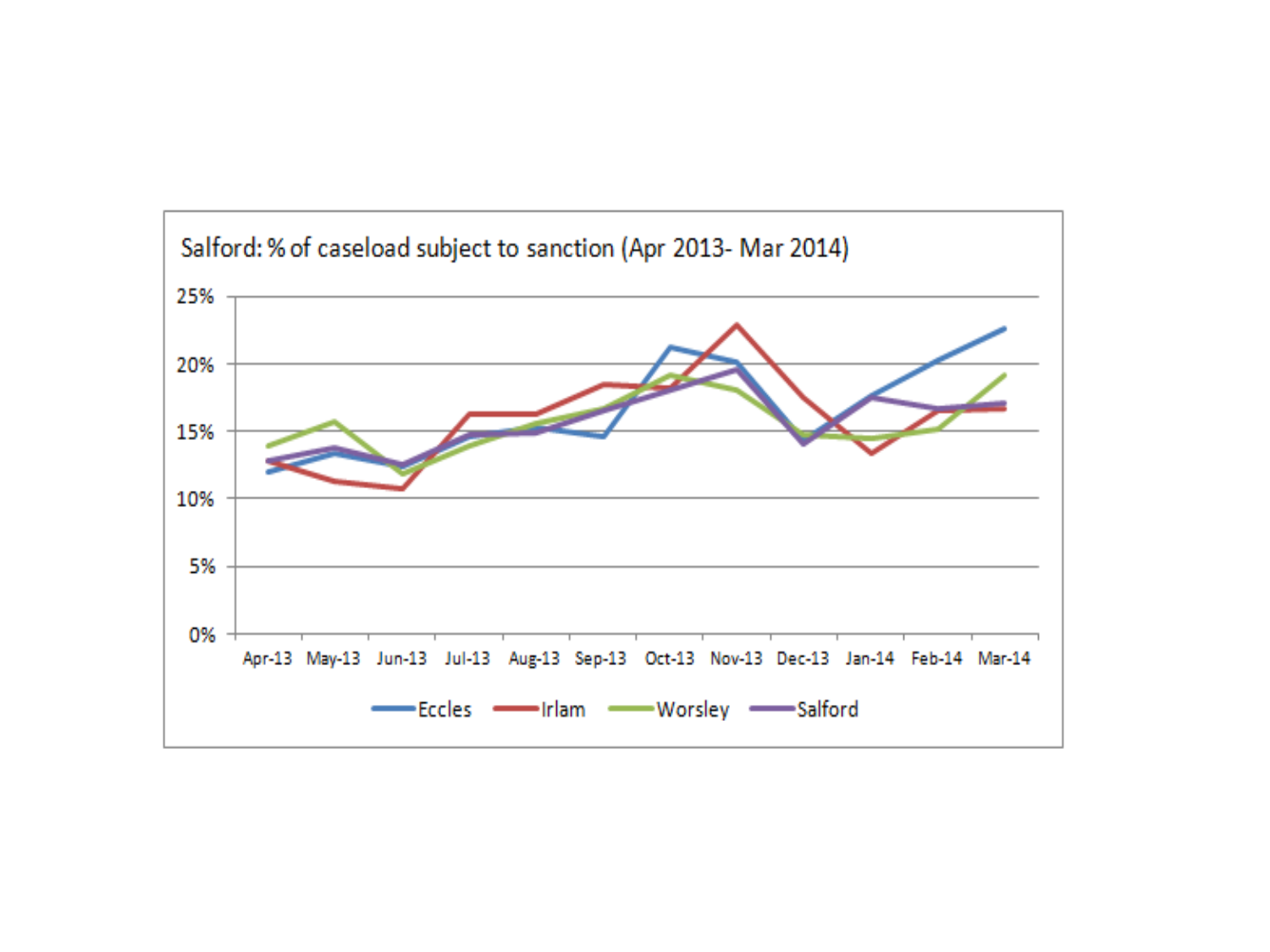Salford: % of caseload subject to sanction (Apr 2013- Mar 2014)

25%
20%
15%
10%
5%
0%

Apr-13 May-13 Jun-13 Jul-13 Aug-13 Sep-13 Oct-13 Nov-13 Dec-13 Jan-14 Feb-14 Mar-14

Eccles Irlam Worsley Salford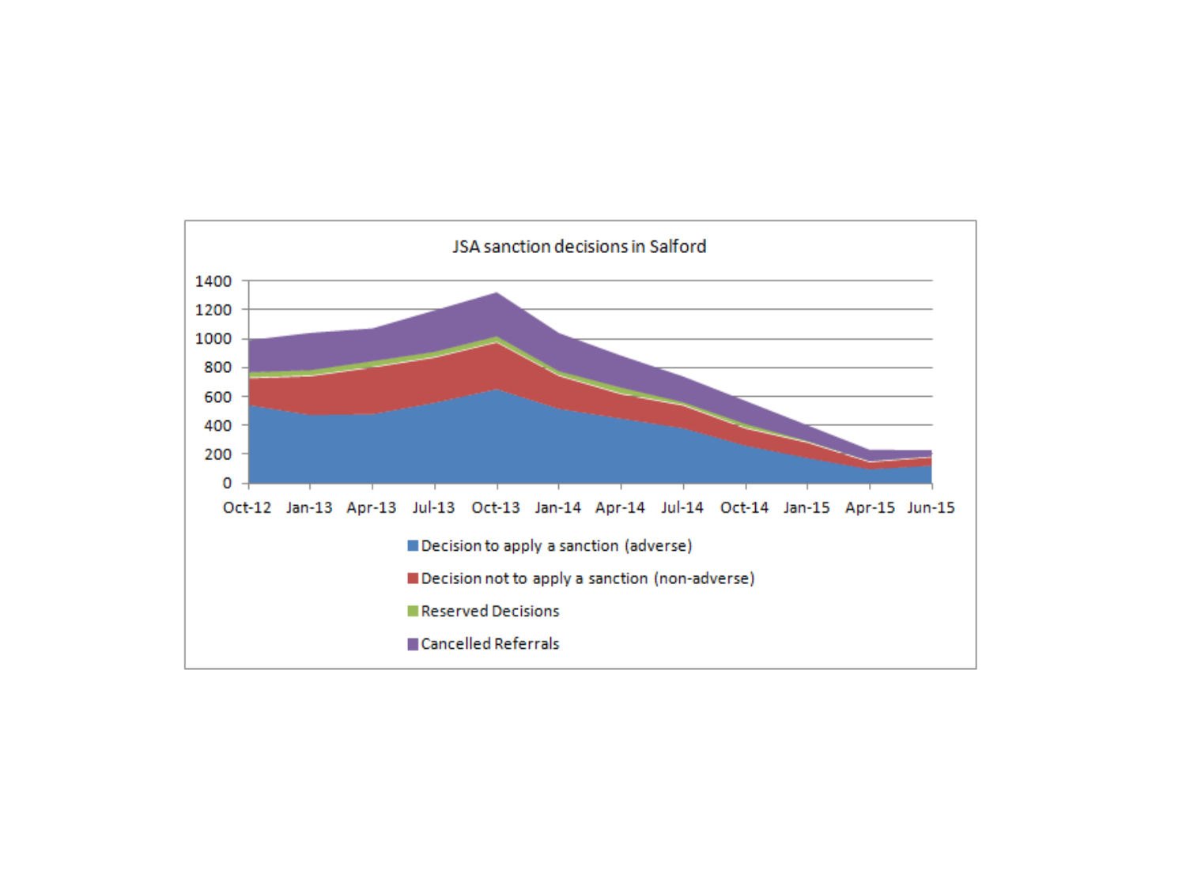JSA sanction decisions in Salford

1400
1200
1000
800
600
400
200
0

Oct-12 Jan-13 Apr-13 Jul-13 Oct-13 Jan-14 Apr-14 Jul-14 Oct-14 Jan-15 Apr-15 Jun-15

Decision to apply a sanction (adverse)

Decision not to apply a sanction (non-adverse)

Reserved Decisions

Cancelled Referrals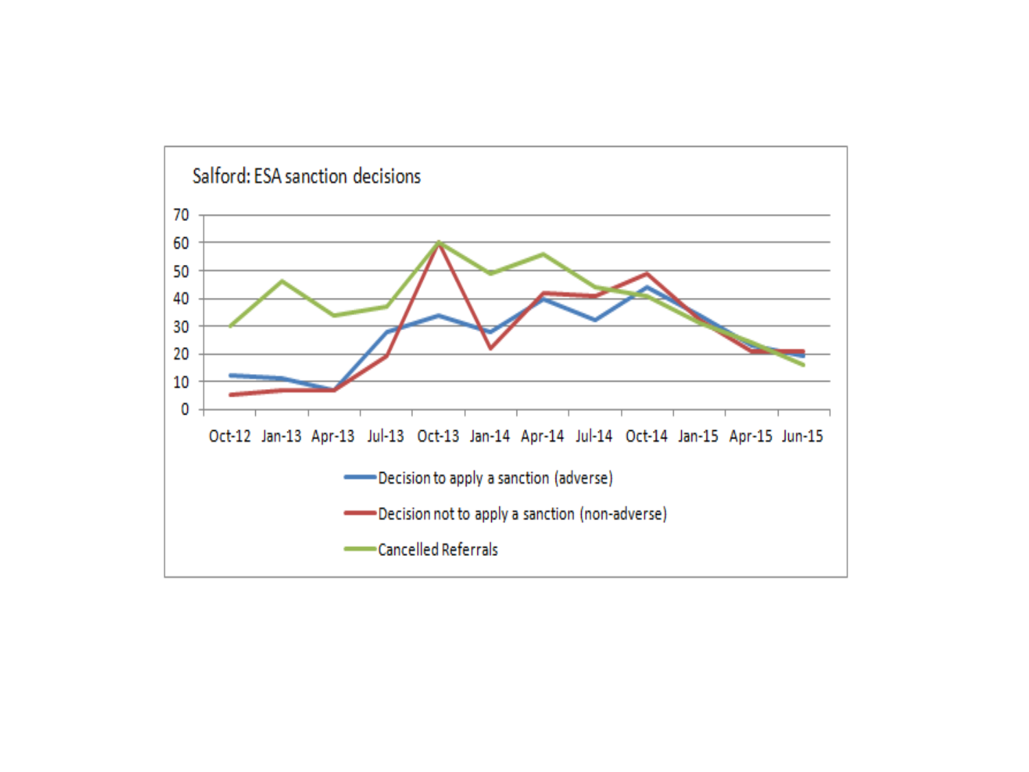Salford: ESA sanction decisions

70
60
50
40
30
20
10
0

Oct-12 Jan-13 Apr-13 Jul-13 Oct-13 Jan-14 Apr-14 Jul-14 Oct-14 Jan-15 Apr-15 Jun-15

- Decision to apply a sanction (adverse)
- Decision not to apply a sanction (non-adverse)
- Cancelled Referrals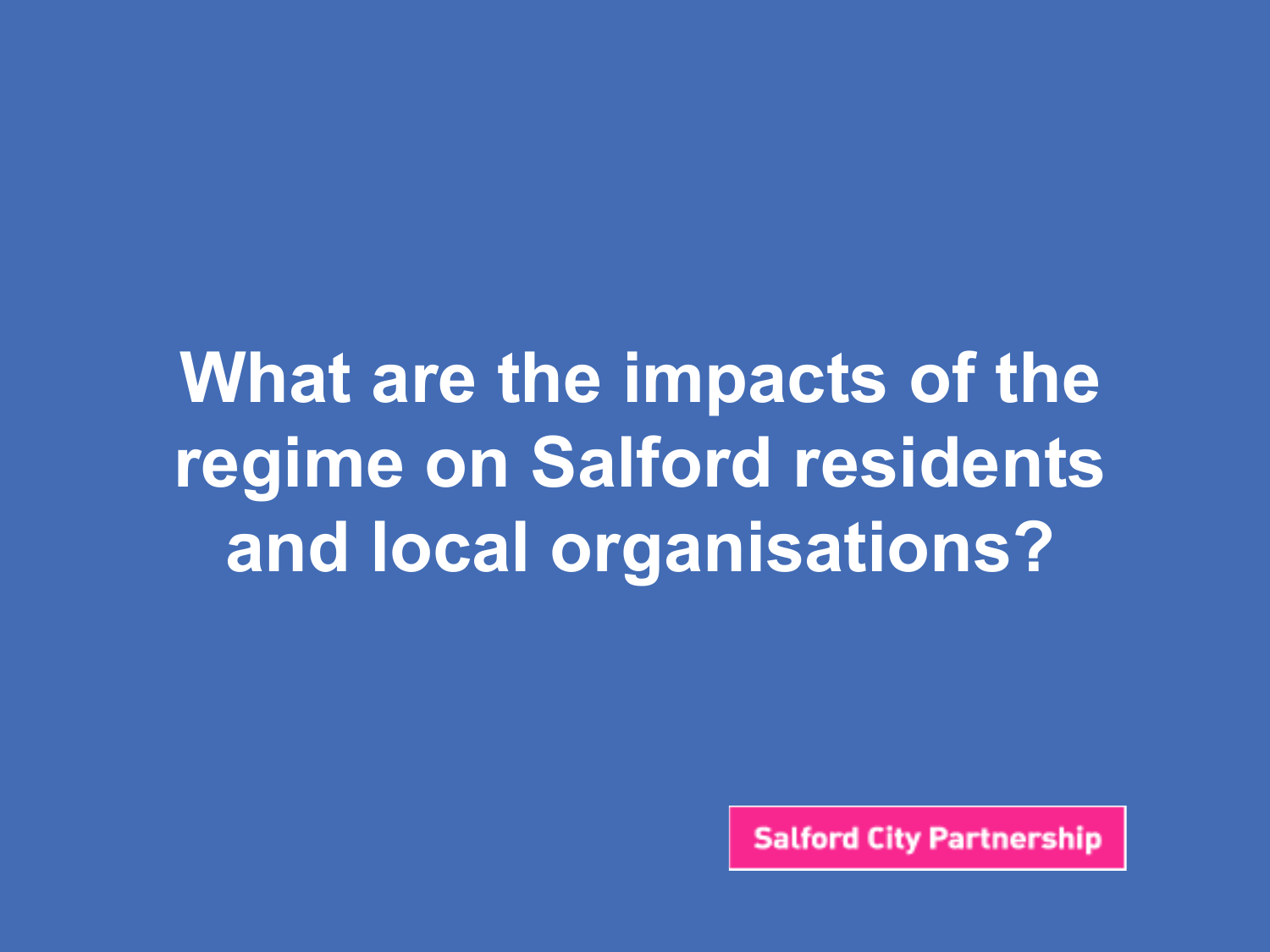# What are the impacts of the regime on Salford residents and local organisations?

Salford City Partnership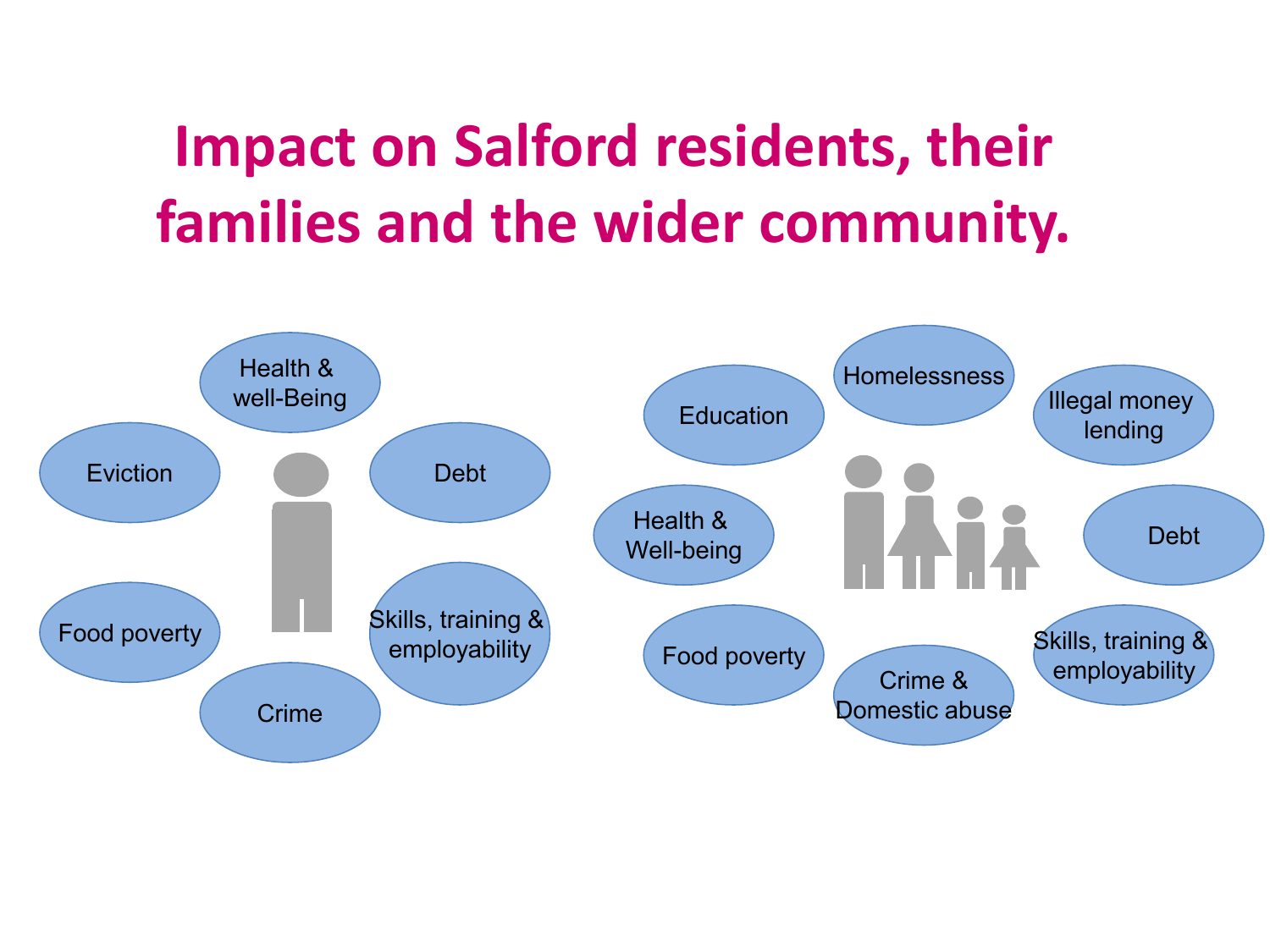# Impact on Salford residents, their families and the wider community.

- Health & well-Being
- Eviction
- Debt
- Food poverty
- Skills, training & employability
- Crime

- Education
- Homelessness
- Illegal money lending
- Health & Well-being
- Debt
- Food poverty
- Crime & Domestic abuse
- Skills, training & employability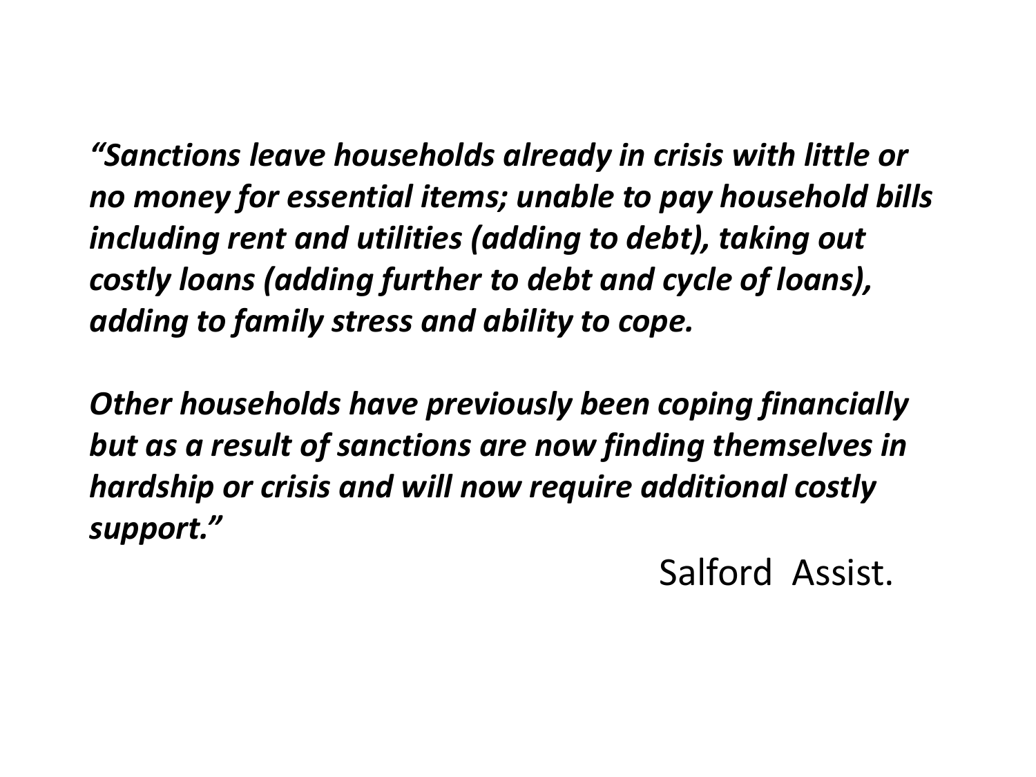***"Sanctions leave households already in crisis with little or no money for essential items; unable to pay household bills including rent and utilities (adding to debt), taking out costly loans (adding further to debt and cycle of loans), adding to family stress and ability to cope.***

***Other households have previously been coping financially but as a result of sanctions are now finding themselves in hardship or crisis and will now require additional costly support."***

Salford Assist.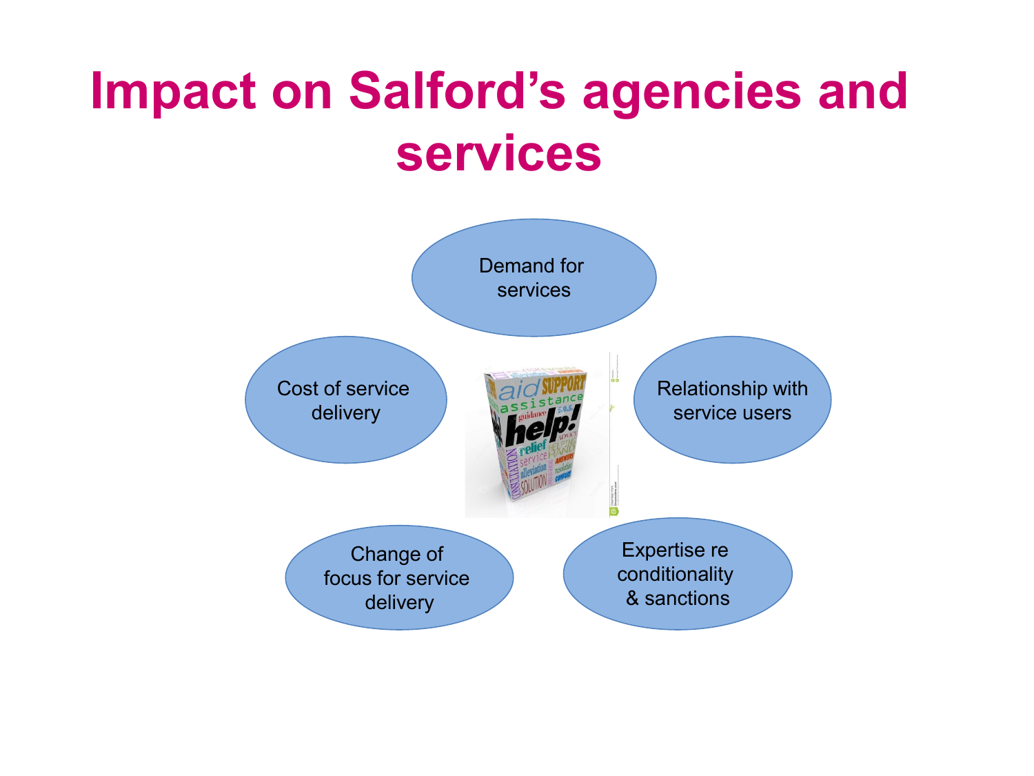# Impact on Salford's agencies and services

- Demand for services
- Relationship with service users
- Expertise re conditionality & sanctions
- Change of focus for service delivery
- Cost of service delivery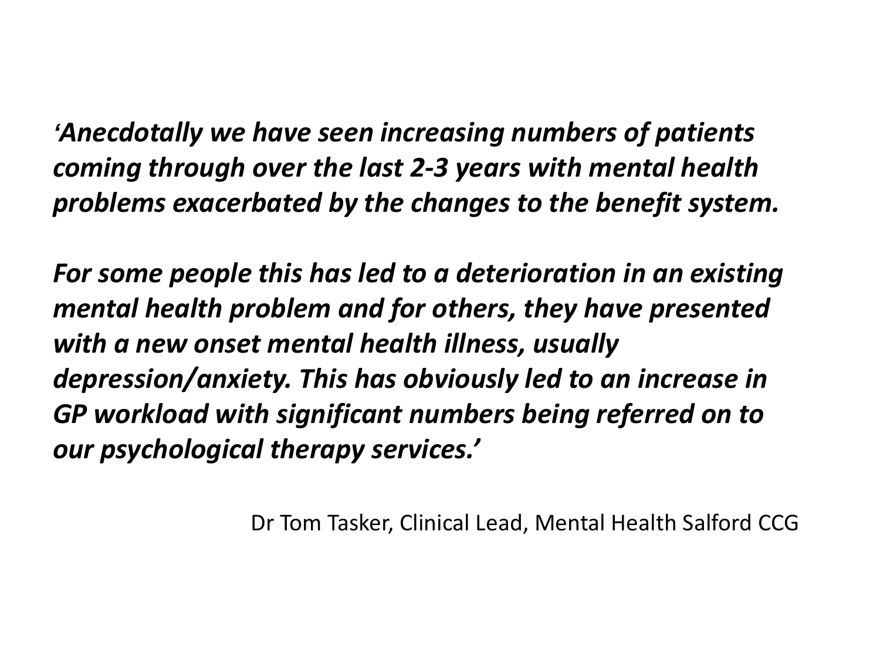*‘Anecdotally we have seen increasing numbers of patients coming through over the last 2-3 years with mental health problems exacerbated by the changes to the benefit system.*

*For some people this has led to a deterioration in an existing mental health problem and for others, they have presented with a new onset mental health illness, usually depression/anxiety. This has obviously led to an increase in GP workload with significant numbers being referred on to our psychological therapy services.’*

Dr Tom Tasker, Clinical Lead, Mental Health Salford CCG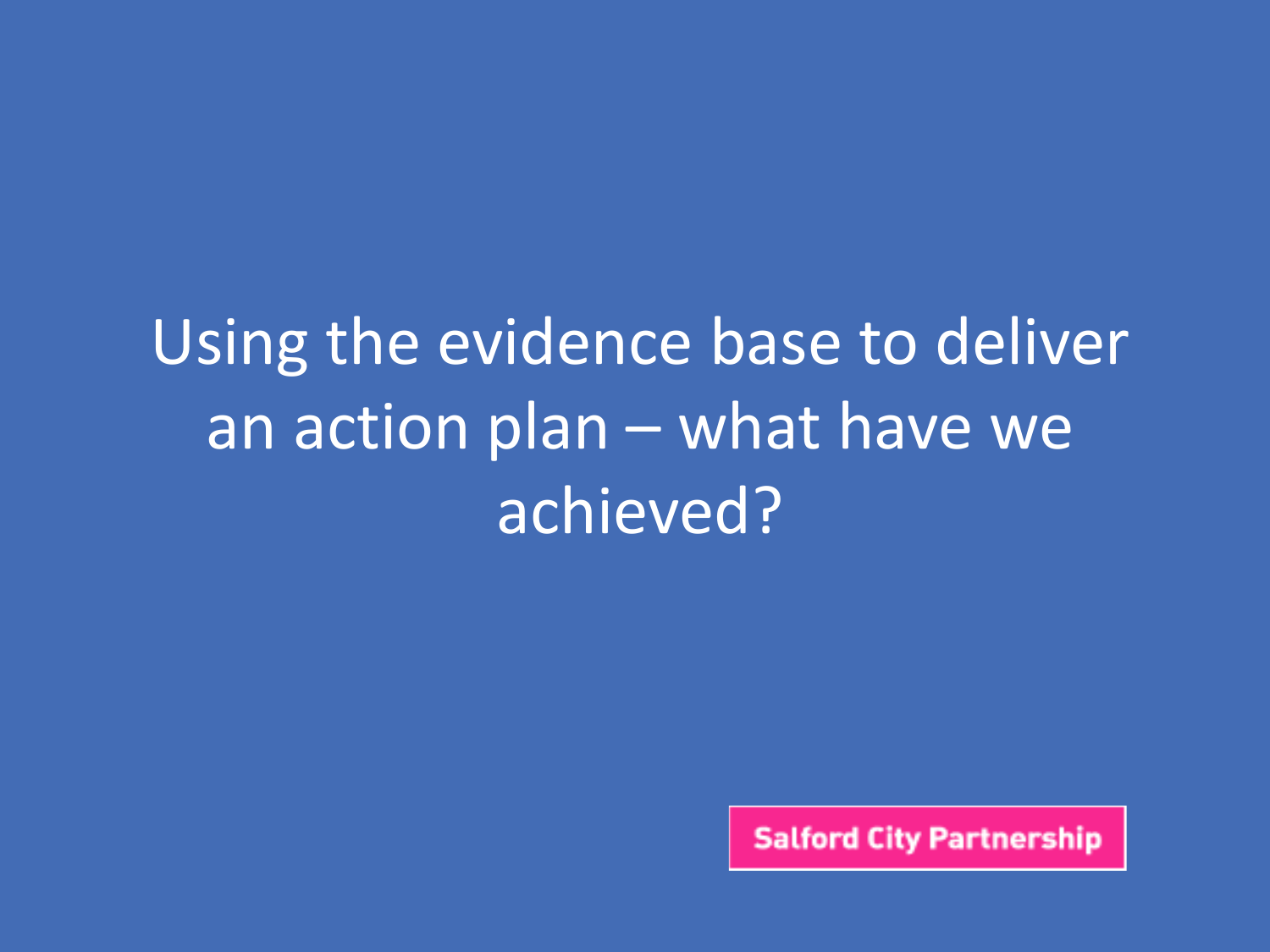# Using the evidence base to deliver an action plan – what have we achieved?

Salford City Partnership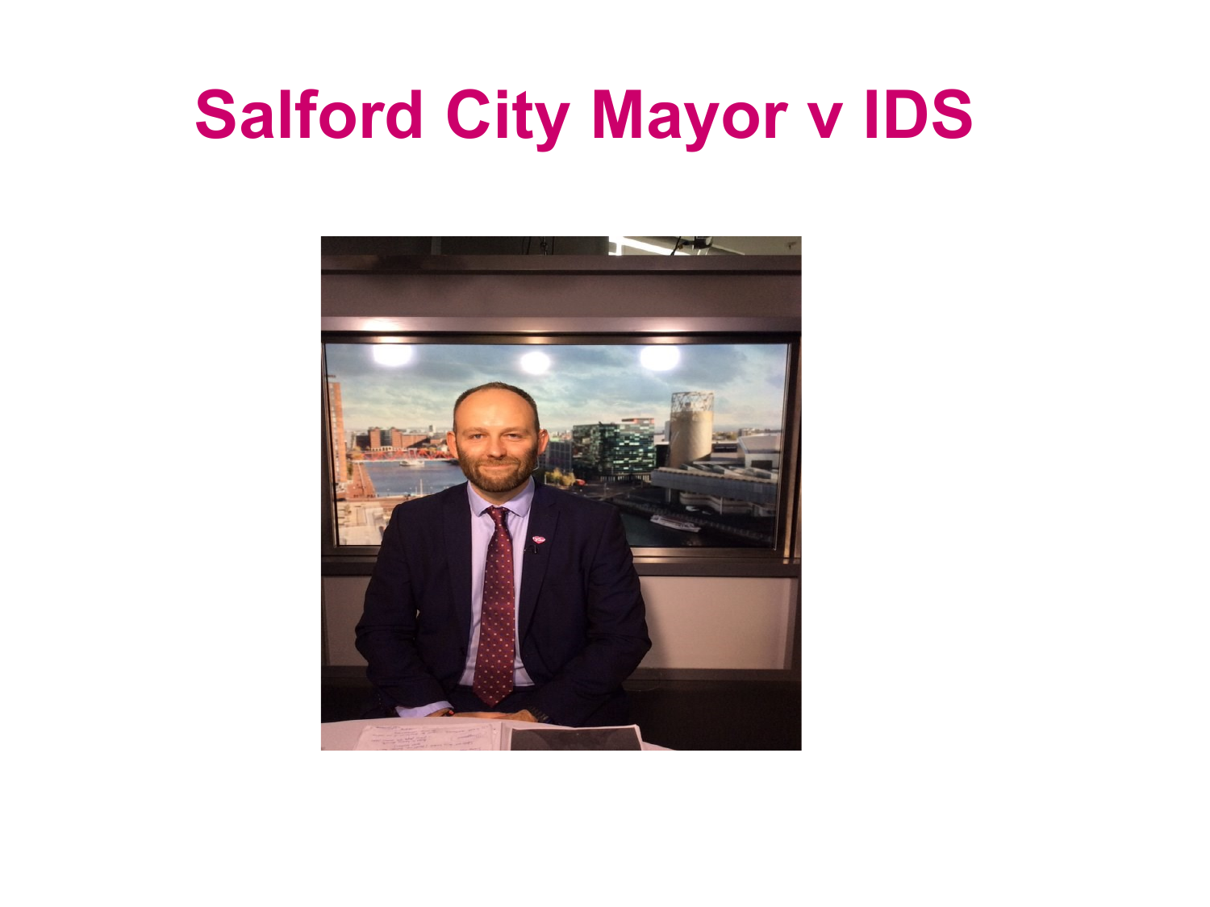# Salford City Mayor v IDS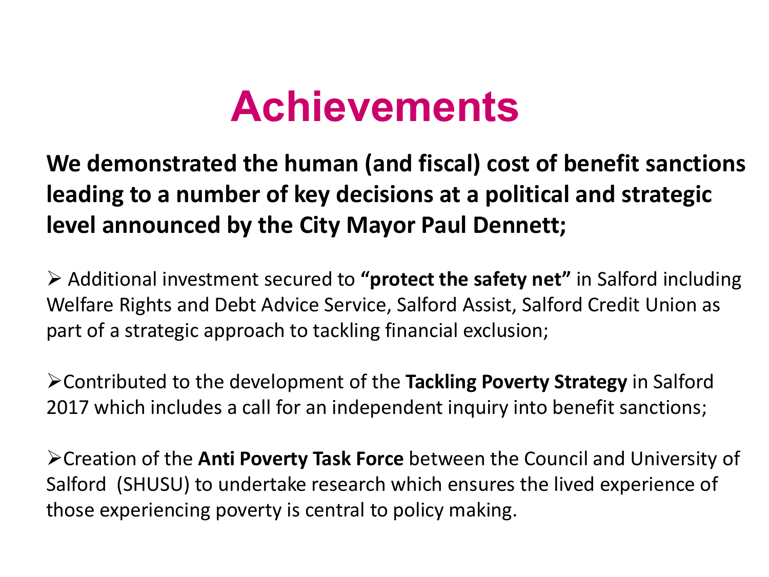# Achievements

**We demonstrated the human (and fiscal) cost of benefit sanctions leading to a number of key decisions at a political and strategic level announced by the City Mayor Paul Dennett;**

- Additional investment secured to **"protect the safety net"** in Salford including Welfare Rights and Debt Advice Service, Salford Assist, Salford Credit Union as part of a strategic approach to tackling financial exclusion;

- Contributed to the development of the **Tackling Poverty Strategy** in Salford 2017 which includes a call for an independent inquiry into benefit sanctions;

- Creation of the **Anti Poverty Task Force** between the Council and University of Salford (SHUSU) to undertake research which ensures the lived experience of those experiencing poverty is central to policy making.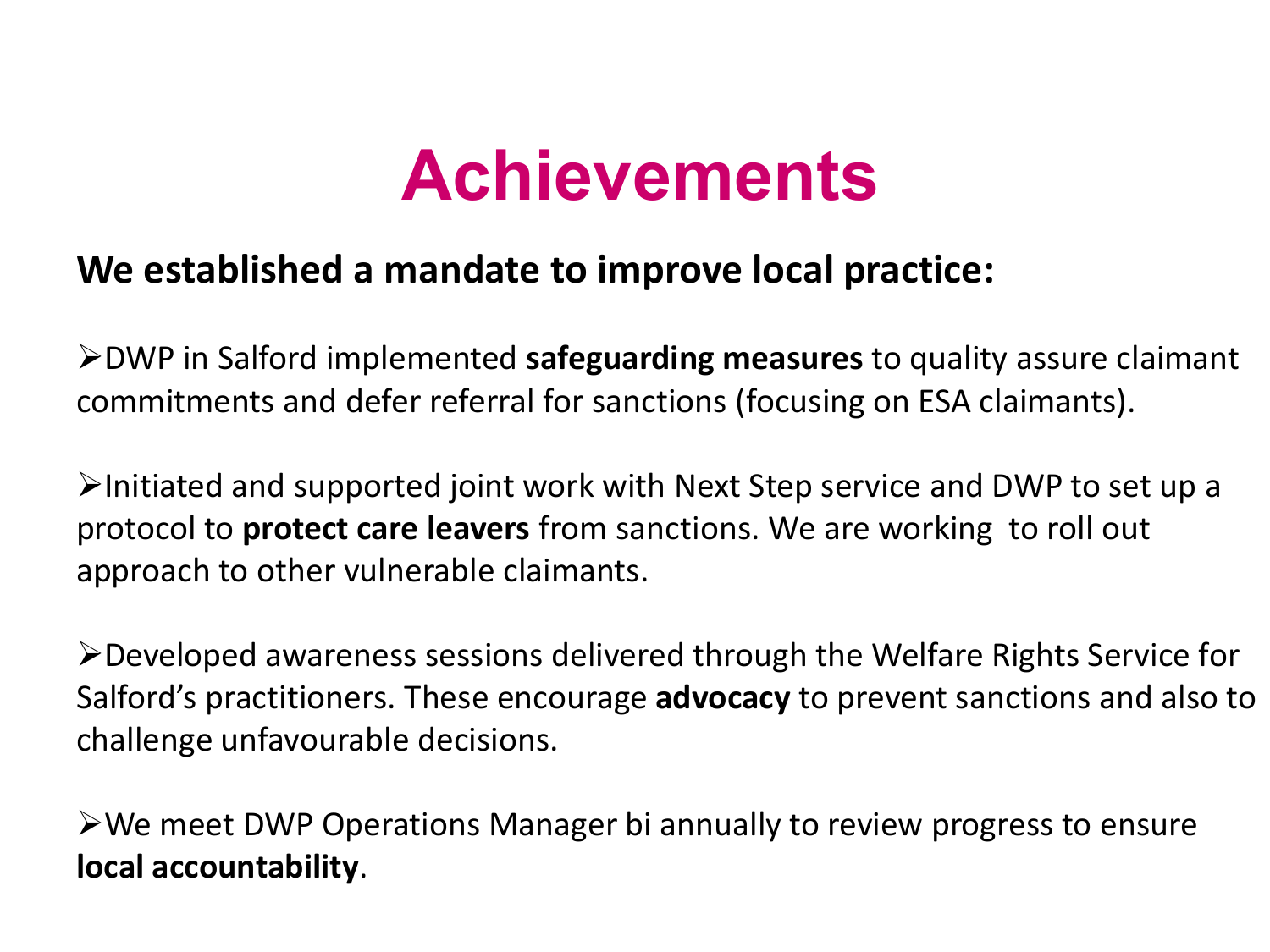# Achievements

**We established a mandate to improve local practice:**

- DWP in Salford implemented **safeguarding measures** to quality assure claimant commitments and defer referral for sanctions (focusing on ESA claimants).

- Initiated and supported joint work with Next Step service and DWP to set up a protocol to **protect care leavers** from sanctions. We are working to roll out approach to other vulnerable claimants.

- Developed awareness sessions delivered through the Welfare Rights Service for Salford's practitioners. These encourage **advocacy** to prevent sanctions and also to challenge unfavourable decisions.

- We meet DWP Operations Manager bi annually to review progress to ensure **local accountability**.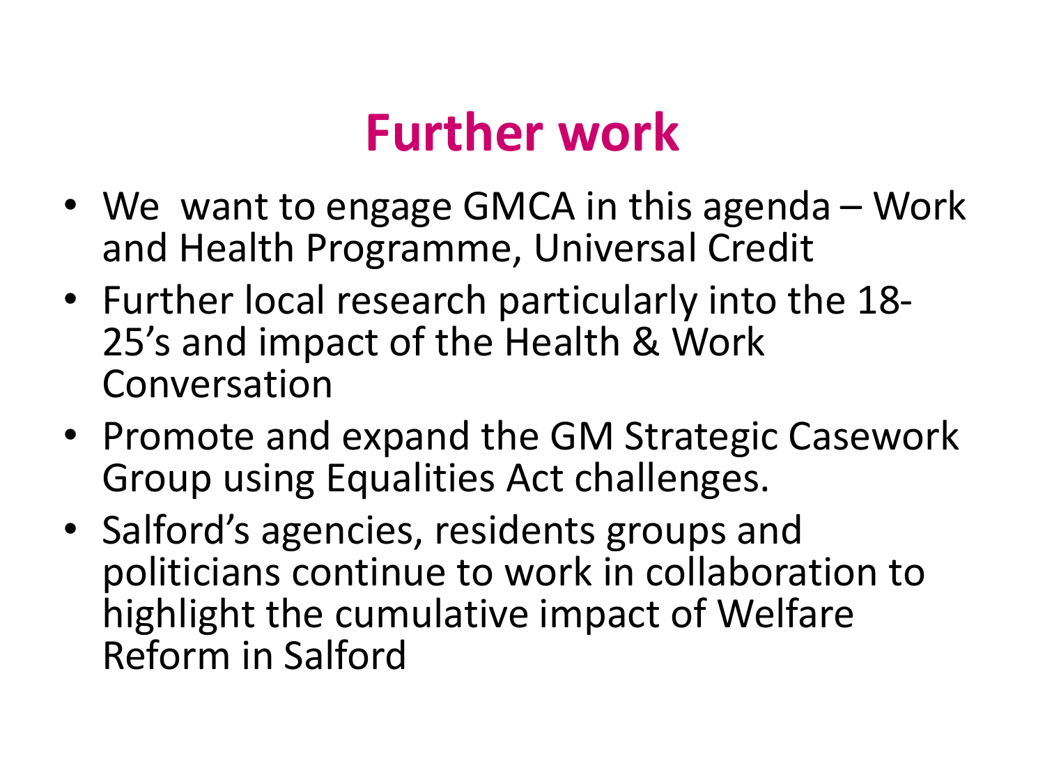# Further work

- We want to engage GMCA in this agenda – Work and Health Programme, Universal Credit
- Further local research particularly into the 18-25's and impact of the Health & Work Conversation
- Promote and expand the GM Strategic Casework Group using Equalities Act challenges.
- Salford's agencies, residents groups and politicians continue to work in collaboration to highlight the cumulative impact of Welfare Reform in Salford